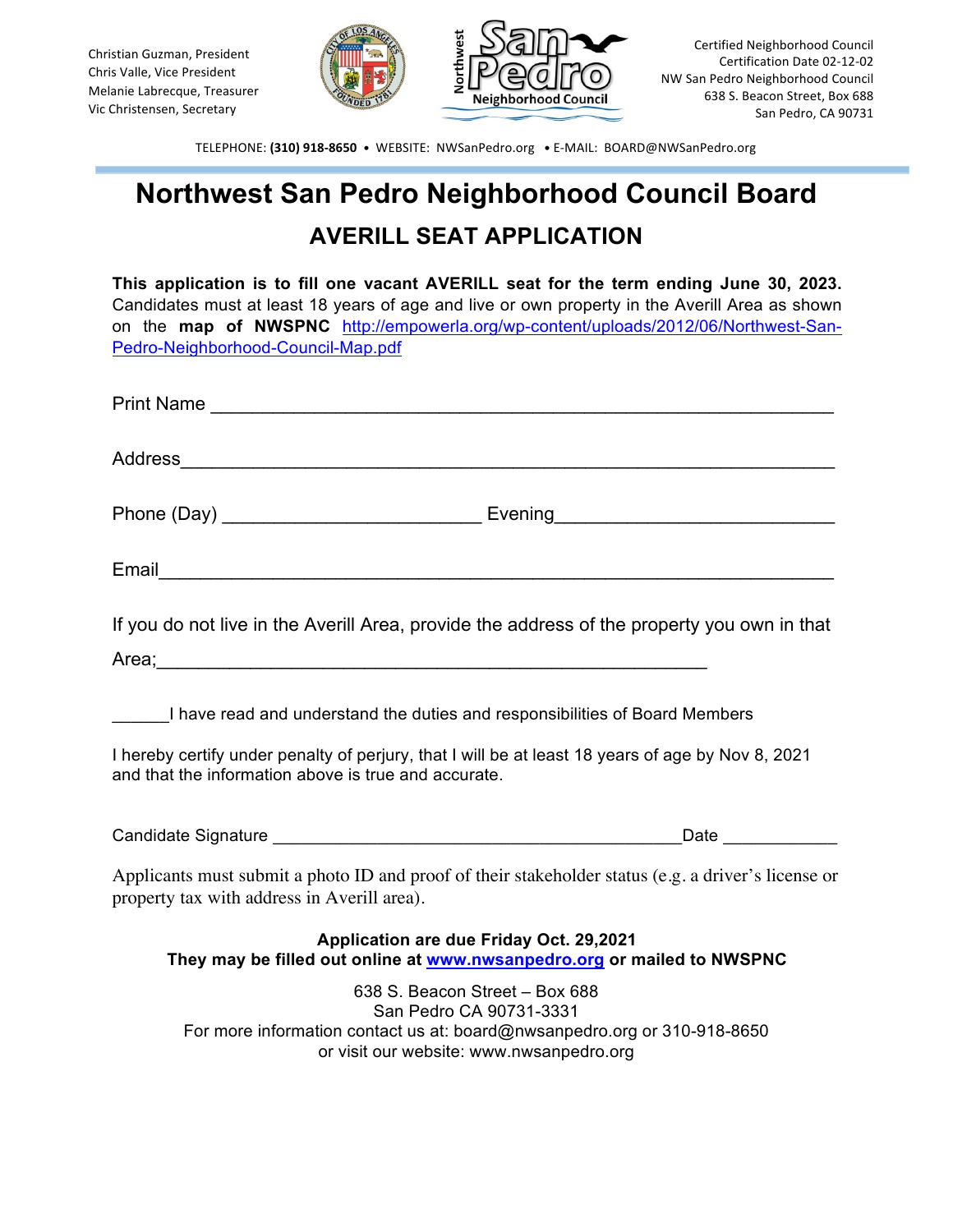Christian Guzman, President
Chris Valle, Vice President
Melanie Labrecque, Treasurer
Vic Christensen, Secretary

Certified Neighborhood Council
Certification Date 02-12-02
NW San Pedro Neighborhood Council
638 S. Beacon Street, Box 688
San Pedro, CA 90731

TELEPHONE: **(310) 918-8650** • WEBSITE: NWSanPedro.org • E-MAIL: BOARD@NWSanPedro.org

# Northwest San Pedro Neighborhood Council Board

## AVERILL SEAT APPLICATION

**This application is to fill one vacant AVERILL seat for the term ending June 30, 2023.** Candidates must at least 18 years of age and live or own property in the Averill Area as shown on the **map of NWSPNC** [http://empowerla.org/wp-content/uploads/2012/06/Northwest-San-Pedro-Neighborhood-Council-Map.pdf](http://empowerla.org/wp-content/uploads/2012/06/Northwest-San-Pedro-Neighborhood-Council-Map.pdf)

Print Name ____________________________________________________

Address _______________________________________________________

Phone (Day) ________________________ Evening ___________________________

Email _________________________________________________________

If you do not live in the Averill Area, provide the address of the property you own in that Area;____________________________________________________

______I have read and understand the duties and responsibilities of Board Members

I hereby certify under penalty of perjury, that I will be at least 18 years of age by Nov 8, 2021 and that the information above is true and accurate.

Candidate Signature __________________________________________ Date ___________

Applicants must submit a photo ID and proof of their stakeholder status (e.g. a driver's license or property tax with address in Averill area).

**Application are due Friday Oct. 29,2021**
**They may be filled out online at [www.nwsanpedro.org](http://www.nwsanpedro.org) or mailed to NWSPNC**

638 S. Beacon Street – Box 688
San Pedro CA 90731-3331
For more information contact us at: board@nwsanpedro.org or 310-918-8650
or visit our website: www.nwsanpedro.org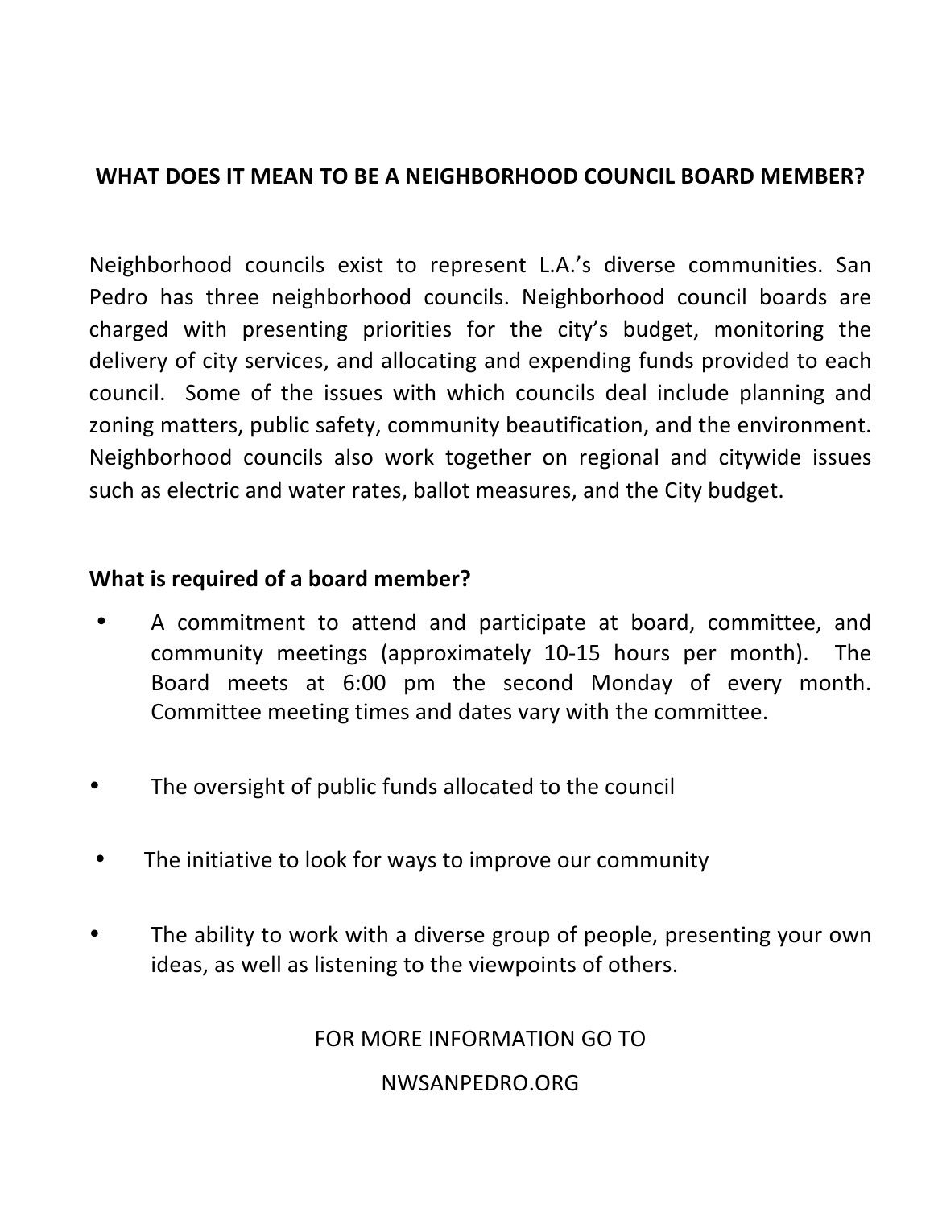## WHAT DOES IT MEAN TO BE A NEIGHBORHOOD COUNCIL BOARD MEMBER?

Neighborhood councils exist to represent L.A.'s diverse communities. San Pedro has three neighborhood councils. Neighborhood council boards are charged with presenting priorities for the city's budget, monitoring the delivery of city services, and allocating and expending funds provided to each council. Some of the issues with which councils deal include planning and zoning matters, public safety, community beautification, and the environment. Neighborhood councils also work together on regional and citywide issues such as electric and water rates, ballot measures, and the City budget.

### What is required of a board member?

- A commitment to attend and participate at board, committee, and community meetings (approximately 10-15 hours per month). The Board meets at 6:00 pm the second Monday of every month. Committee meeting times and dates vary with the committee.
- The oversight of public funds allocated to the council
- The initiative to look for ways to improve our community
- The ability to work with a diverse group of people, presenting your own ideas, as well as listening to the viewpoints of others.

FOR MORE INFORMATION GO TO

NWSANPEDRO.ORG